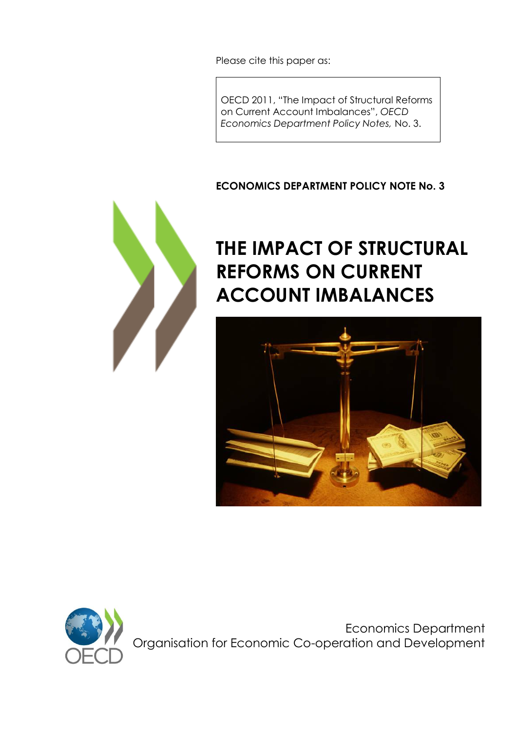Please cite this paper as:

OECD 2011, "The Impact of Structural Reforms on Current Account Imbalances", *OECD Economics Department Policy Notes,* No. 3.

**ECONOMICS DEPARTMENT POLICY NOTE No. 3**

# THE IMPACT OF STRUCTURAL REFORMS ON CURRENT ACCOUNT IMBALANCES

Economics Department
Organisation for Economic Co-operation and Development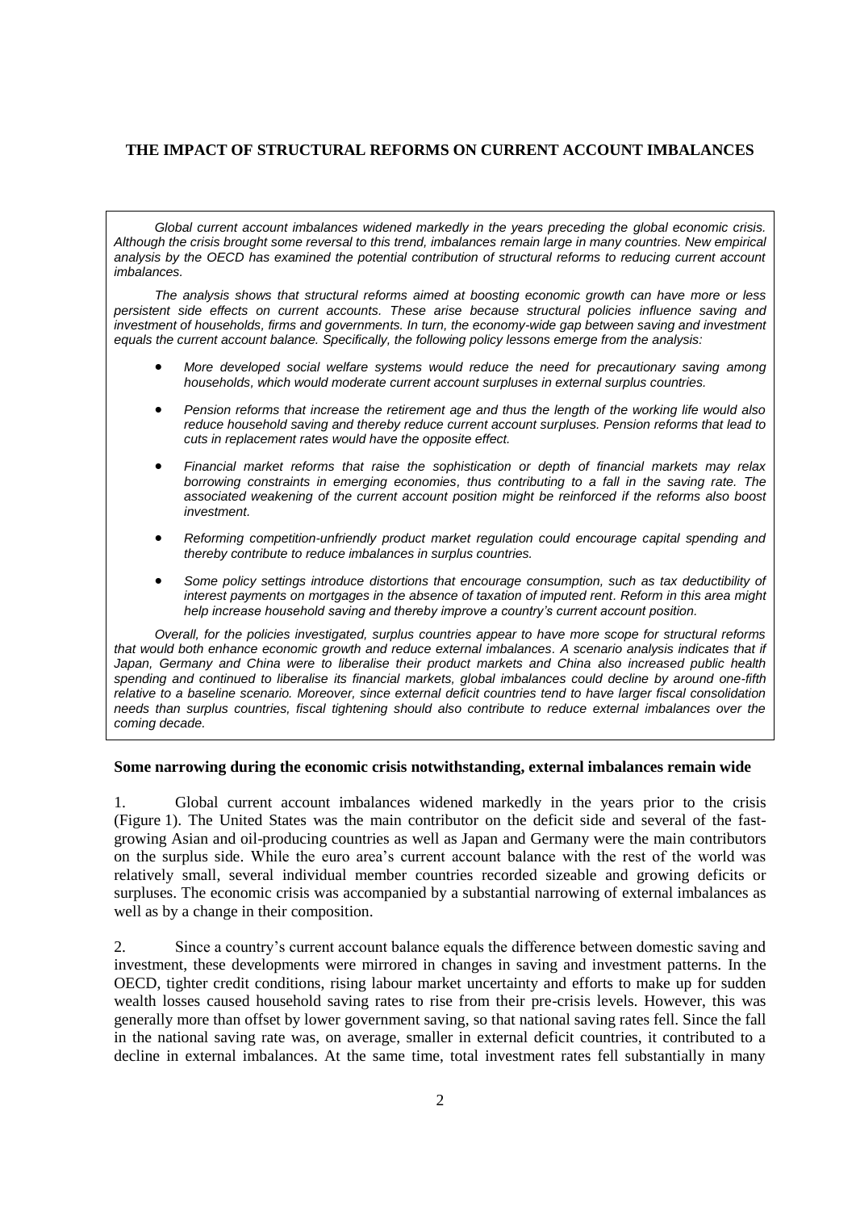# THE IMPACT OF STRUCTURAL REFORMS ON CURRENT ACCOUNT IMBALANCES

*Global current account imbalances widened markedly in the years preceding the global economic crisis. Although the crisis brought some reversal to this trend, imbalances remain large in many countries. New empirical analysis by the OECD has examined the potential contribution of structural reforms to reducing current account imbalances.*

*The analysis shows that structural reforms aimed at boosting economic growth can have more or less persistent side effects on current accounts. These arise because structural policies influence saving and investment of households, firms and governments. In turn, the economy-wide gap between saving and investment equals the current account balance. Specifically, the following policy lessons emerge from the analysis:*

- *More developed social welfare systems would reduce the need for precautionary saving among households, which would moderate current account surpluses in external surplus countries.*
- *Pension reforms that increase the retirement age and thus the length of the working life would also reduce household saving and thereby reduce current account surpluses. Pension reforms that lead to cuts in replacement rates would have the opposite effect.*
- *Financial market reforms that raise the sophistication or depth of financial markets may relax borrowing constraints in emerging economies, thus contributing to a fall in the saving rate. The associated weakening of the current account position might be reinforced if the reforms also boost investment.*
- *Reforming competition-unfriendly product market regulation could encourage capital spending and thereby contribute to reduce imbalances in surplus countries.*
- *Some policy settings introduce distortions that encourage consumption, such as tax deductibility of interest payments on mortgages in the absence of taxation of imputed rent. Reform in this area might help increase household saving and thereby improve a country's current account position.*

*Overall, for the policies investigated, surplus countries appear to have more scope for structural reforms that would both enhance economic growth and reduce external imbalances. A scenario analysis indicates that if Japan, Germany and China were to liberalise their product markets and China also increased public health spending and continued to liberalise its financial markets, global imbalances could decline by around one-fifth relative to a baseline scenario. Moreover, since external deficit countries tend to have larger fiscal consolidation needs than surplus countries, fiscal tightening should also contribute to reduce external imbalances over the coming decade.*

## Some narrowing during the economic crisis notwithstanding, external imbalances remain wide

1. Global current account imbalances widened markedly in the years prior to the crisis (Figure 1). The United States was the main contributor on the deficit side and several of the fast-growing Asian and oil-producing countries as well as Japan and Germany were the main contributors on the surplus side. While the euro area's current account balance with the rest of the world was relatively small, several individual member countries recorded sizeable and growing deficits or surpluses. The economic crisis was accompanied by a substantial narrowing of external imbalances as well as by a change in their composition.

2. Since a country's current account balance equals the difference between domestic saving and investment, these developments were mirrored in changes in saving and investment patterns. In the OECD, tighter credit conditions, rising labour market uncertainty and efforts to make up for sudden wealth losses caused household saving rates to rise from their pre-crisis levels. However, this was generally more than offset by lower government saving, so that national saving rates fell. Since the fall in the national saving rate was, on average, smaller in external deficit countries, it contributed to a decline in external imbalances. At the same time, total investment rates fell substantially in many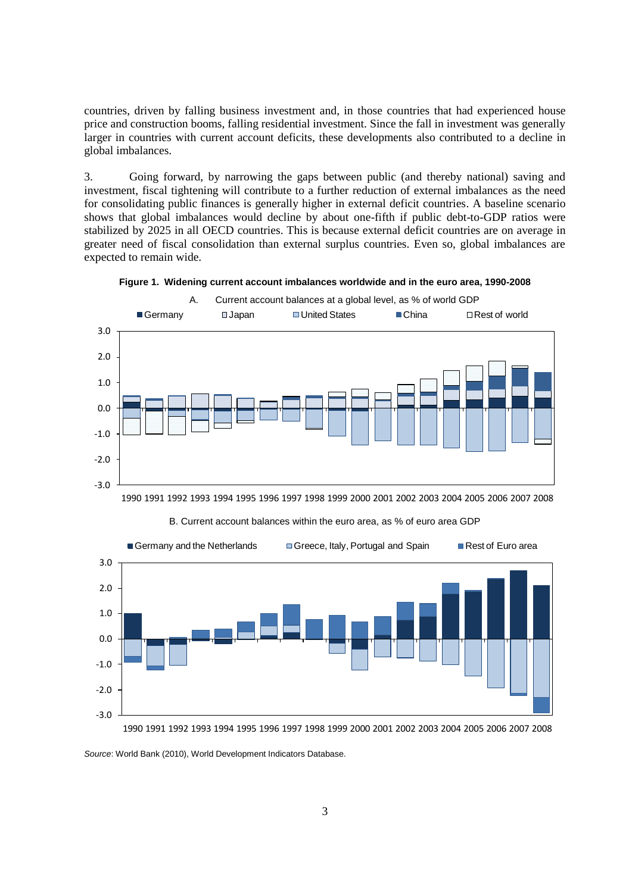countries, driven by falling business investment and, in those countries that had experienced house price and construction booms, falling residential investment. Since the fall in investment was generally larger in countries with current account deficits, these developments also contributed to a decline in global imbalances.

3. Going forward, by narrowing the gaps between public (and thereby national) saving and investment, fiscal tightening will contribute to a further reduction of external imbalances as the need for consolidating public finances is generally higher in external deficit countries. A baseline scenario shows that global imbalances would decline by about one-fifth if public debt-to-GDP ratios were stabilized by 2025 in all OECD countries. This is because external deficit countries are on average in greater need of fiscal consolidation than external surplus countries. Even so, global imbalances are expected to remain wide.

**Figure 1. Widening current account imbalances worldwide and in the euro area, 1990-2008**

A. Current account balances at a global level, as % of world GDP

B. Current account balances within the euro area, as % of euro area GDP

*Source*: World Bank (2010), World Development Indicators Database.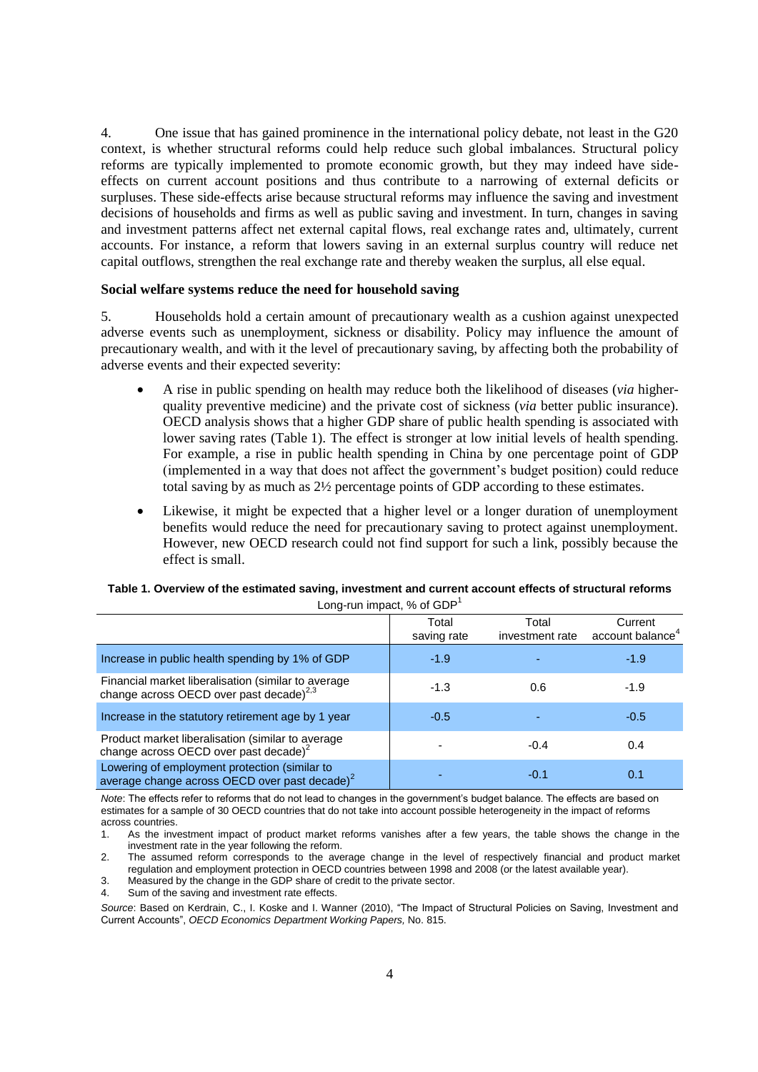4. One issue that has gained prominence in the international policy debate, not least in the G20 context, is whether structural reforms could help reduce such global imbalances. Structural policy reforms are typically implemented to promote economic growth, but they may indeed have side-effects on current account positions and thus contribute to a narrowing of external deficits or surpluses. These side-effects arise because structural reforms may influence the saving and investment decisions of households and firms as well as public saving and investment. In turn, changes in saving and investment patterns affect net external capital flows, real exchange rates and, ultimately, current accounts. For instance, a reform that lowers saving in an external surplus country will reduce net capital outflows, strengthen the real exchange rate and thereby weaken the surplus, all else equal.

### Social welfare systems reduce the need for household saving

5. Households hold a certain amount of precautionary wealth as a cushion against unexpected adverse events such as unemployment, sickness or disability. Policy may influence the amount of precautionary wealth, and with it the level of precautionary saving, by affecting both the probability of adverse events and their expected severity:

- A rise in public spending on health may reduce both the likelihood of diseases (*via* higher-quality preventive medicine) and the private cost of sickness (*via* better public insurance). OECD analysis shows that a higher GDP share of public health spending is associated with lower saving rates (Table 1). The effect is stronger at low initial levels of health spending. For example, a rise in public health spending in China by one percentage point of GDP (implemented in a way that does not affect the government's budget position) could reduce total saving by as much as 2½ percentage points of GDP according to these estimates.

- Likewise, it might be expected that a higher level or a longer duration of unemployment benefits would reduce the need for precautionary saving to protect against unemployment. However, new OECD research could not find support for such a link, possibly because the effect is small.

**Table 1. Overview of the estimated saving, investment and current account effects of structural reforms**

Long-run impact, % of GDP[1]

| | Total saving rate | Total investment rate | Current account balance[4] |
|---|---|---|---|
| Increase in public health spending by 1% of GDP | -1.9 | - | -1.9 |
| Financial market liberalisation (similar to average change across OECD over past decade)[2,3] | -1.3 | 0.6 | -1.9 |
| Increase in the statutory retirement age by 1 year | -0.5 | - | -0.5 |
| Product market liberalisation (similar to average change across OECD over past decade)[2] | - | -0.4 | 0.4 |
| Lowering of employment protection (similar to average change across OECD over past decade)[2] | - | -0.1 | 0.1 |

*Note*: The effects refer to reforms that do not lead to changes in the government's budget balance. The effects are based on estimates for a sample of 30 OECD countries that do not take into account possible heterogeneity in the impact of reforms across countries.

1. As the investment impact of product market reforms vanishes after a few years, the table shows the change in the investment rate in the year following the reform.
2. The assumed reform corresponds to the average change in the level of respectively financial and product market regulation and employment protection in OECD countries between 1998 and 2008 (or the latest available year).
3. Measured by the change in the GDP share of credit to the private sector.
4. Sum of the saving and investment rate effects.

*Source*: Based on Kerdrain, C., I. Koske and I. Wanner (2010), "The Impact of Structural Policies on Saving, Investment and Current Accounts", *OECD Economics Department Working Papers,* No. 815.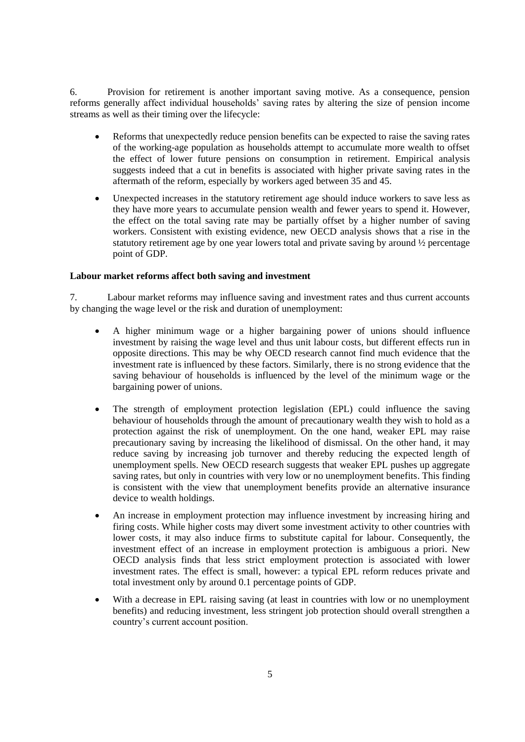6. Provision for retirement is another important saving motive. As a consequence, pension reforms generally affect individual households' saving rates by altering the size of pension income streams as well as their timing over the lifecycle:

- Reforms that unexpectedly reduce pension benefits can be expected to raise the saving rates of the working-age population as households attempt to accumulate more wealth to offset the effect of lower future pensions on consumption in retirement. Empirical analysis suggests indeed that a cut in benefits is associated with higher private saving rates in the aftermath of the reform, especially by workers aged between 35 and 45.
- Unexpected increases in the statutory retirement age should induce workers to save less as they have more years to accumulate pension wealth and fewer years to spend it. However, the effect on the total saving rate may be partially offset by a higher number of saving workers. Consistent with existing evidence, new OECD analysis shows that a rise in the statutory retirement age by one year lowers total and private saving by around ½ percentage point of GDP.

**Labour market reforms affect both saving and investment**

7. Labour market reforms may influence saving and investment rates and thus current accounts by changing the wage level or the risk and duration of unemployment:

- A higher minimum wage or a higher bargaining power of unions should influence investment by raising the wage level and thus unit labour costs, but different effects run in opposite directions. This may be why OECD research cannot find much evidence that the investment rate is influenced by these factors. Similarly, there is no strong evidence that the saving behaviour of households is influenced by the level of the minimum wage or the bargaining power of unions.
- The strength of employment protection legislation (EPL) could influence the saving behaviour of households through the amount of precautionary wealth they wish to hold as a protection against the risk of unemployment. On the one hand, weaker EPL may raise precautionary saving by increasing the likelihood of dismissal. On the other hand, it may reduce saving by increasing job turnover and thereby reducing the expected length of unemployment spells. New OECD research suggests that weaker EPL pushes up aggregate saving rates, but only in countries with very low or no unemployment benefits. This finding is consistent with the view that unemployment benefits provide an alternative insurance device to wealth holdings.
- An increase in employment protection may influence investment by increasing hiring and firing costs. While higher costs may divert some investment activity to other countries with lower costs, it may also induce firms to substitute capital for labour. Consequently, the investment effect of an increase in employment protection is ambiguous a priori. New OECD analysis finds that less strict employment protection is associated with lower investment rates. The effect is small, however: a typical EPL reform reduces private and total investment only by around 0.1 percentage points of GDP.
- With a decrease in EPL raising saving (at least in countries with low or no unemployment benefits) and reducing investment, less stringent job protection should overall strengthen a country's current account position.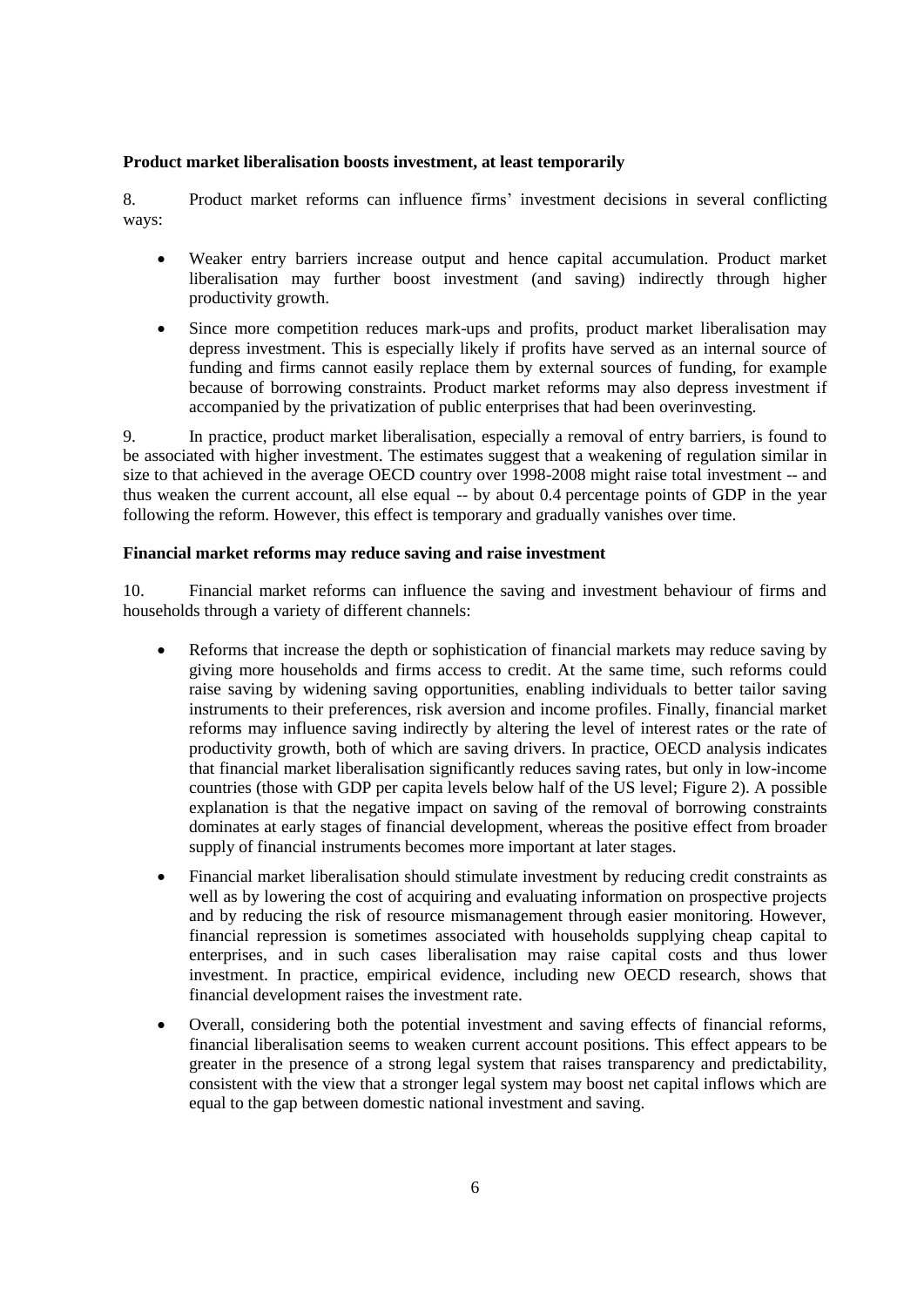**Product market liberalisation boosts investment, at least temporarily**

8. Product market reforms can influence firms' investment decisions in several conflicting ways:

- Weaker entry barriers increase output and hence capital accumulation. Product market liberalisation may further boost investment (and saving) indirectly through higher productivity growth.
- Since more competition reduces mark-ups and profits, product market liberalisation may depress investment. This is especially likely if profits have served as an internal source of funding and firms cannot easily replace them by external sources of funding, for example because of borrowing constraints. Product market reforms may also depress investment if accompanied by the privatization of public enterprises that had been overinvesting.

9. In practice, product market liberalisation, especially a removal of entry barriers, is found to be associated with higher investment. The estimates suggest that a weakening of regulation similar in size to that achieved in the average OECD country over 1998-2008 might raise total investment -- and thus weaken the current account, all else equal -- by about 0.4 percentage points of GDP in the year following the reform. However, this effect is temporary and gradually vanishes over time.

**Financial market reforms may reduce saving and raise investment**

10. Financial market reforms can influence the saving and investment behaviour of firms and households through a variety of different channels:

- Reforms that increase the depth or sophistication of financial markets may reduce saving by giving more households and firms access to credit. At the same time, such reforms could raise saving by widening saving opportunities, enabling individuals to better tailor saving instruments to their preferences, risk aversion and income profiles. Finally, financial market reforms may influence saving indirectly by altering the level of interest rates or the rate of productivity growth, both of which are saving drivers. In practice, OECD analysis indicates that financial market liberalisation significantly reduces saving rates, but only in low-income countries (those with GDP per capita levels below half of the US level; Figure 2). A possible explanation is that the negative impact on saving of the removal of borrowing constraints dominates at early stages of financial development, whereas the positive effect from broader supply of financial instruments becomes more important at later stages.
- Financial market liberalisation should stimulate investment by reducing credit constraints as well as by lowering the cost of acquiring and evaluating information on prospective projects and by reducing the risk of resource mismanagement through easier monitoring. However, financial repression is sometimes associated with households supplying cheap capital to enterprises, and in such cases liberalisation may raise capital costs and thus lower investment. In practice, empirical evidence, including new OECD research, shows that financial development raises the investment rate.
- Overall, considering both the potential investment and saving effects of financial reforms, financial liberalisation seems to weaken current account positions. This effect appears to be greater in the presence of a strong legal system that raises transparency and predictability, consistent with the view that a stronger legal system may boost net capital inflows which are equal to the gap between domestic national investment and saving.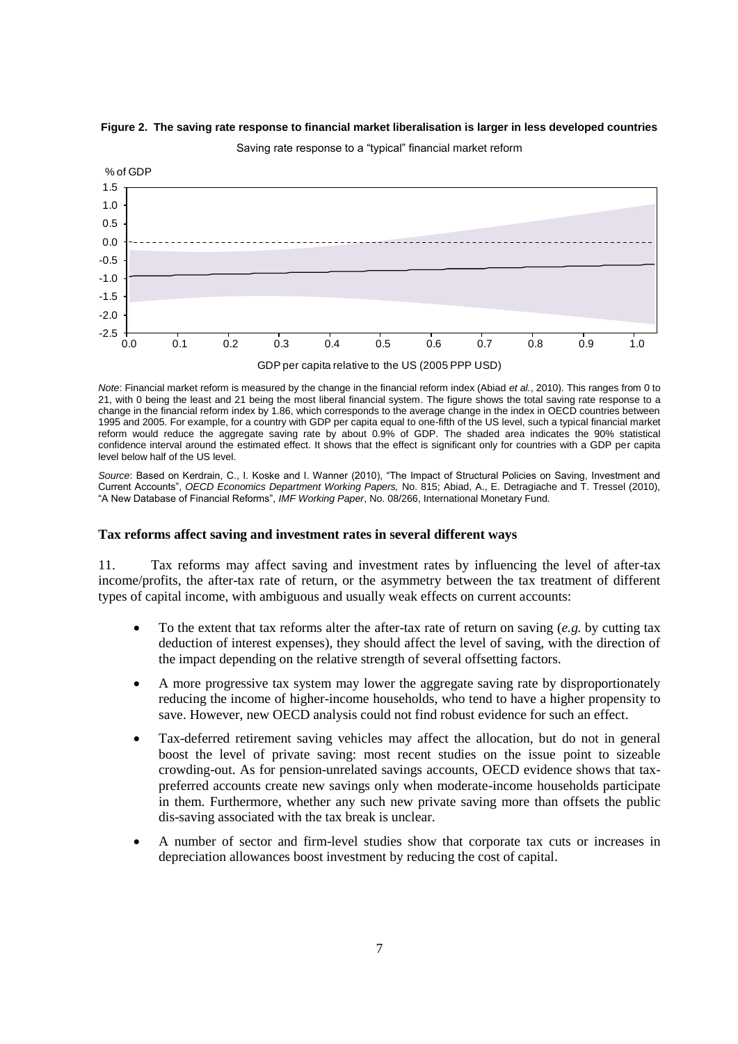**Figure 2. The saving rate response to financial market liberalisation is larger in less developed countries**

Saving rate response to a "typical" financial market reform

*Note*: Financial market reform is measured by the change in the financial reform index (Abiad *et al.*, 2010). This ranges from 0 to 21, with 0 being the least and 21 being the most liberal financial system. The figure shows the total saving rate response to a change in the financial reform index by 1.86, which corresponds to the average change in the index in OECD countries between 1995 and 2005. For example, for a country with GDP per capita equal to one-fifth of the US level, such a typical financial market reform would reduce the aggregate saving rate by about 0.9% of GDP. The shaded area indicates the 90% statistical confidence interval around the estimated effect. It shows that the effect is significant only for countries with a GDP per capita level below half of the US level.

*Source*: Based on Kerdrain, C., I. Koske and I. Wanner (2010), "The Impact of Structural Policies on Saving, Investment and Current Accounts", *OECD Economics Department Working Papers,* No. 815; Abiad, A., E. Detragiache and T. Tressel (2010), "A New Database of Financial Reforms", *IMF Working Paper*, No. 08/266, International Monetary Fund.

**Tax reforms affect saving and investment rates in several different ways**

11. Tax reforms may affect saving and investment rates by influencing the level of after-tax income/profits, the after-tax rate of return, or the asymmetry between the tax treatment of different types of capital income, with ambiguous and usually weak effects on current accounts:

- To the extent that tax reforms alter the after-tax rate of return on saving (*e.g.* by cutting tax deduction of interest expenses), they should affect the level of saving, with the direction of the impact depending on the relative strength of several offsetting factors.
- A more progressive tax system may lower the aggregate saving rate by disproportionately reducing the income of higher-income households, who tend to have a higher propensity to save. However, new OECD analysis could not find robust evidence for such an effect.
- Tax-deferred retirement saving vehicles may affect the allocation, but do not in general boost the level of private saving: most recent studies on the issue point to sizeable crowding-out. As for pension-unrelated savings accounts, OECD evidence shows that tax-preferred accounts create new savings only when moderate-income households participate in them. Furthermore, whether any such new private saving more than offsets the public dis-saving associated with the tax break is unclear.
- A number of sector and firm-level studies show that corporate tax cuts or increases in depreciation allowances boost investment by reducing the cost of capital.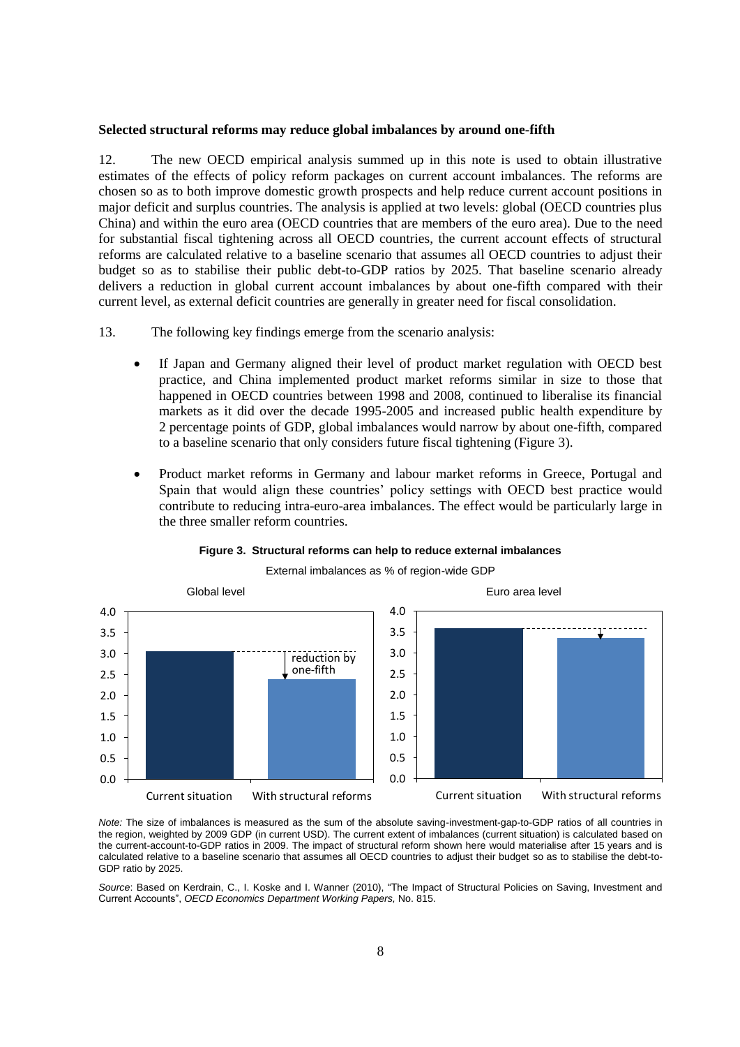**Selected structural reforms may reduce global imbalances by around one-fifth**

12. The new OECD empirical analysis summed up in this note is used to obtain illustrative estimates of the effects of policy reform packages on current account imbalances. The reforms are chosen so as to both improve domestic growth prospects and help reduce current account positions in major deficit and surplus countries. The analysis is applied at two levels: global (OECD countries plus China) and within the euro area (OECD countries that are members of the euro area). Due to the need for substantial fiscal tightening across all OECD countries, the current account effects of structural reforms are calculated relative to a baseline scenario that assumes all OECD countries to adjust their budget so as to stabilise their public debt-to-GDP ratios by 2025. That baseline scenario already delivers a reduction in global current account imbalances by about one-fifth compared with their current level, as external deficit countries are generally in greater need for fiscal consolidation.

13. The following key findings emerge from the scenario analysis:

- If Japan and Germany aligned their level of product market regulation with OECD best practice, and China implemented product market reforms similar in size to those that happened in OECD countries between 1998 and 2008, continued to liberalise its financial markets as it did over the decade 1995-2005 and increased public health expenditure by 2 percentage points of GDP, global imbalances would narrow by about one-fifth, compared to a baseline scenario that only considers future fiscal tightening (Figure 3).
- Product market reforms in Germany and labour market reforms in Greece, Portugal and Spain that would align these countries' policy settings with OECD best practice would contribute to reducing intra-euro-area imbalances. The effect would be particularly large in the three smaller reform countries.

**Figure 3. Structural reforms can help to reduce external imbalances**

External imbalances as % of region-wide GDP

*Note:* The size of imbalances is measured as the sum of the absolute saving-investment-gap-to-GDP ratios of all countries in the region, weighted by 2009 GDP (in current USD). The current extent of imbalances (current situation) is calculated based on the current-account-to-GDP ratios in 2009. The impact of structural reform shown here would materialise after 15 years and is calculated relative to a baseline scenario that assumes all OECD countries to adjust their budget so as to stabilise the debt-to-GDP ratio by 2025.

*Source*: Based on Kerdrain, C., I. Koske and I. Wanner (2010), "The Impact of Structural Policies on Saving, Investment and Current Accounts", *OECD Economics Department Working Papers,* No. 815.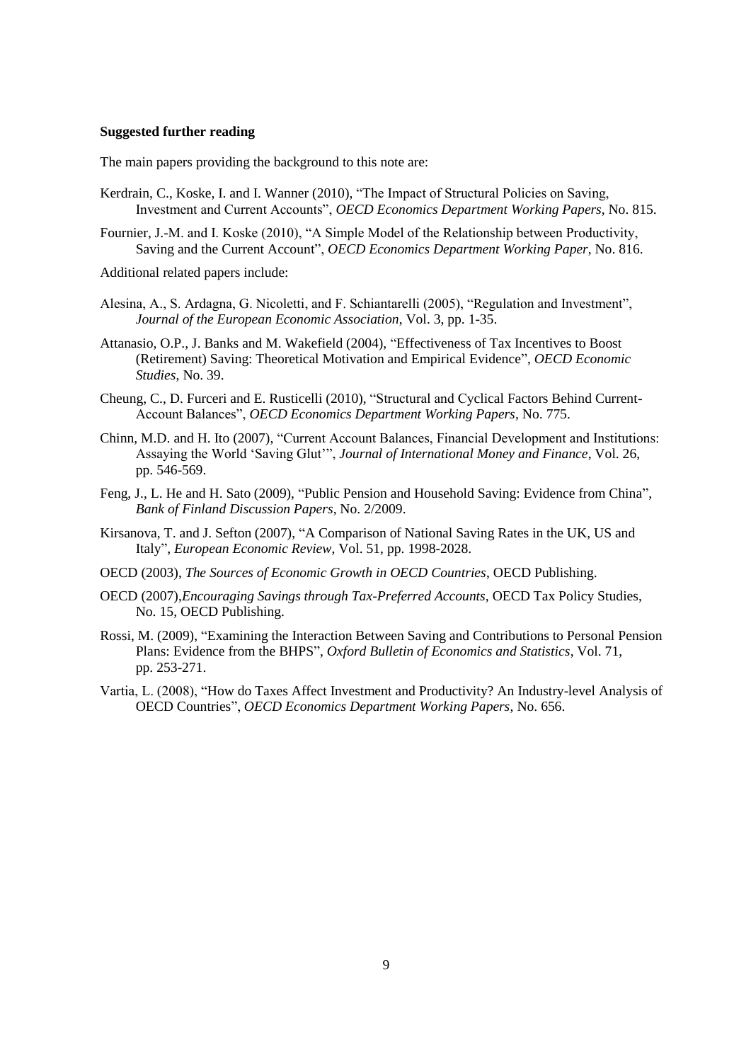**Suggested further reading**

The main papers providing the background to this note are:

Kerdrain, C., Koske, I. and I. Wanner (2010), "The Impact of Structural Policies on Saving, Investment and Current Accounts", *OECD Economics Department Working Papers*, No. 815.

Fournier, J.-M. and I. Koske (2010), "A Simple Model of the Relationship between Productivity, Saving and the Current Account", *OECD Economics Department Working Paper*, No. 816.

Additional related papers include:

Alesina, A., S. Ardagna, G. Nicoletti, and F. Schiantarelli (2005), "Regulation and Investment", *Journal of the European Economic Association*, Vol. 3, pp. 1-35.

Attanasio, O.P., J. Banks and M. Wakefield (2004), "Effectiveness of Tax Incentives to Boost (Retirement) Saving: Theoretical Motivation and Empirical Evidence", *OECD Economic Studies*, No. 39.

Cheung, C., D. Furceri and E. Rusticelli (2010), "Structural and Cyclical Factors Behind Current-Account Balances", *OECD Economics Department Working Papers*, No. 775.

Chinn, M.D. and H. Ito (2007), "Current Account Balances, Financial Development and Institutions: Assaying the World 'Saving Glut'", *Journal of International Money and Finance*, Vol. 26, pp. 546-569.

Feng, J., L. He and H. Sato (2009), "Public Pension and Household Saving: Evidence from China", *Bank of Finland Discussion Papers*, No. 2/2009.

Kirsanova, T. and J. Sefton (2007), "A Comparison of National Saving Rates in the UK, US and Italy", *European Economic Review*, Vol. 51, pp. 1998-2028.

OECD (2003), *The Sources of Economic Growth in OECD Countries*, OECD Publishing.

OECD (2007),*Encouraging Savings through Tax-Preferred Accounts*, OECD Tax Policy Studies, No. 15, OECD Publishing.

Rossi, M. (2009), "Examining the Interaction Between Saving and Contributions to Personal Pension Plans: Evidence from the BHPS", *Oxford Bulletin of Economics and Statistics*, Vol. 71, pp. 253-271.

Vartia, L. (2008), "How do Taxes Affect Investment and Productivity? An Industry-level Analysis of OECD Countries", *OECD Economics Department Working Papers*, No. 656.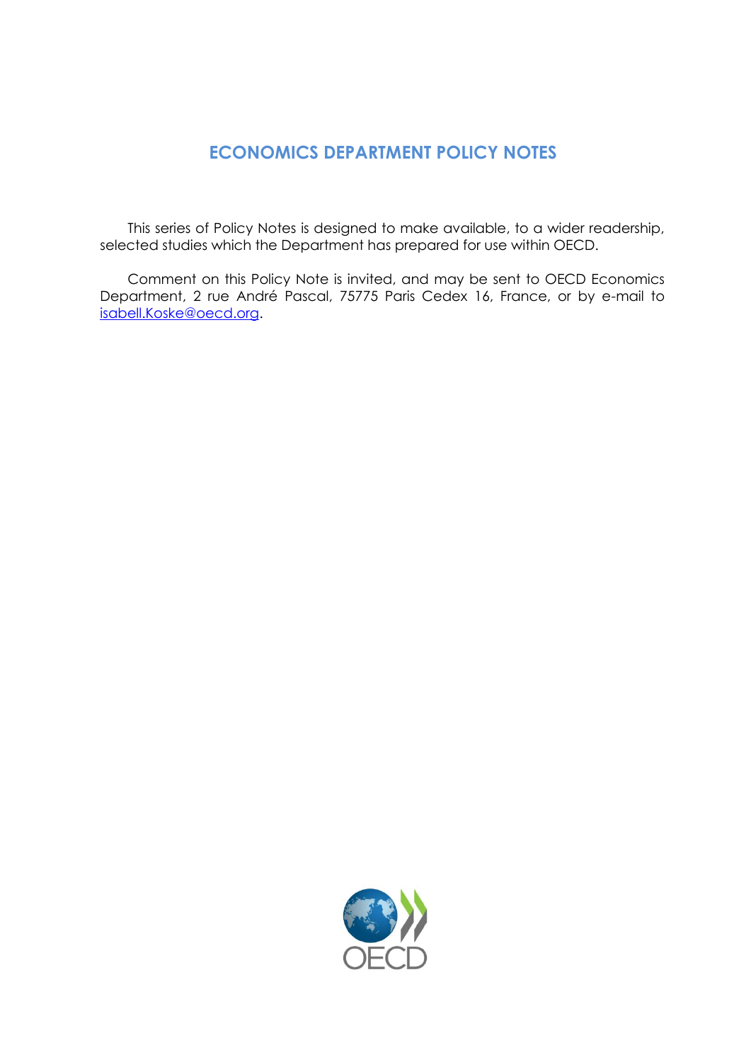# ECONOMICS DEPARTMENT POLICY NOTES

This series of Policy Notes is designed to make available, to a wider readership, selected studies which the Department has prepared for use within OECD.

Comment on this Policy Note is invited, and may be sent to OECD Economics Department, 2 rue André Pascal, 75775 Paris Cedex 16, France, or by e-mail to isabell.Koske@oecd.org.